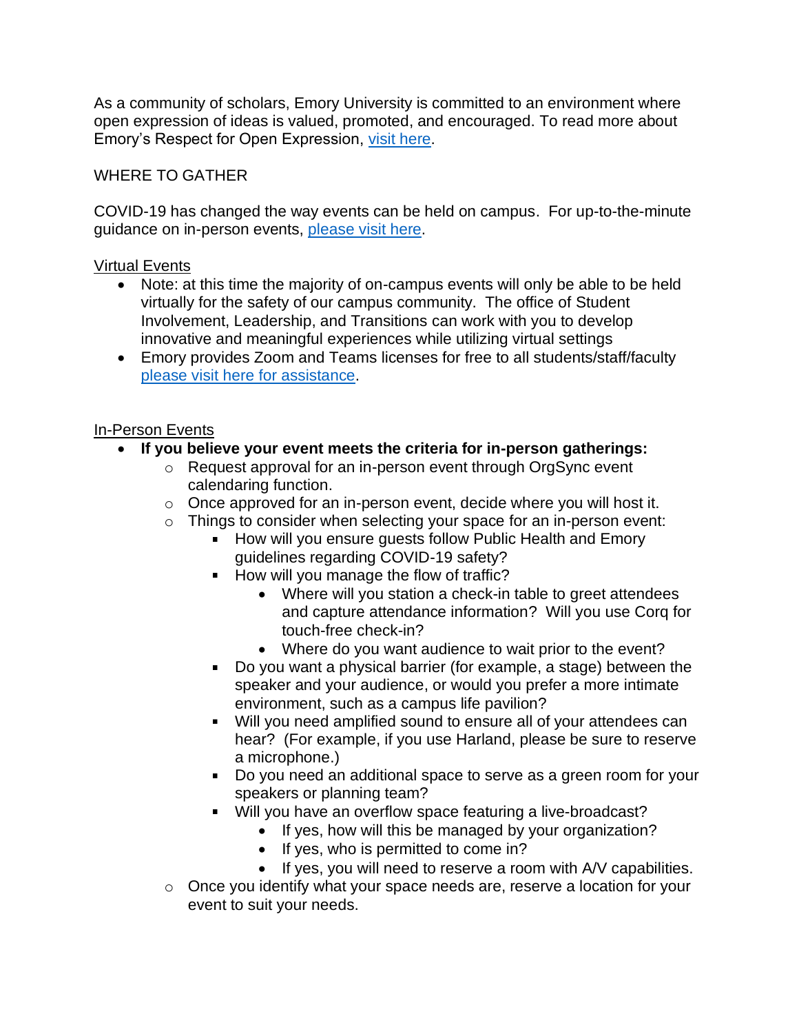As a community of scholars, Emory University is committed to an environment where open expression of ideas is valued, promoted, and encouraged. To read more about Emory's Respect for Open Expression, visit here.

## WHERE TO GATHER

COVID-19 has changed the way events can be held on campus. For up-to-the-minute guidance on in-person events, please visit here.

### Virtual Events

- Note: at this time the majority of on-campus events will only be able to be held virtually for the safety of our campus community. The office of Student Involvement, Leadership, and Transitions can work with you to develop innovative and meaningful experiences while utilizing virtual settings
- Emory provides Zoom and Teams licenses for free to all students/staff/faculty please visit here for assistance.

### In-Person Events

- **If you believe your event meets the criteria for in-person gatherings:**
  - Request approval for an in-person event through OrgSync event calendaring function.
  - Once approved for an in-person event, decide where you will host it.
  - Things to consider when selecting your space for an in-person event:
    - How will you ensure guests follow Public Health and Emory guidelines regarding COVID-19 safety?
    - How will you manage the flow of traffic?
      - Where will you station a check-in table to greet attendees and capture attendance information? Will you use Corq for touch-free check-in?
      - Where do you want audience to wait prior to the event?
    - Do you want a physical barrier (for example, a stage) between the speaker and your audience, or would you prefer a more intimate environment, such as a campus life pavilion?
    - Will you need amplified sound to ensure all of your attendees can hear? (For example, if you use Harland, please be sure to reserve a microphone.)
    - Do you need an additional space to serve as a green room for your speakers or planning team?
    - Will you have an overflow space featuring a live-broadcast?
      - If yes, how will this be managed by your organization?
      - If yes, who is permitted to come in?
      - If yes, you will need to reserve a room with A/V capabilities.
  - Once you identify what your space needs are, reserve a location for your event to suit your needs.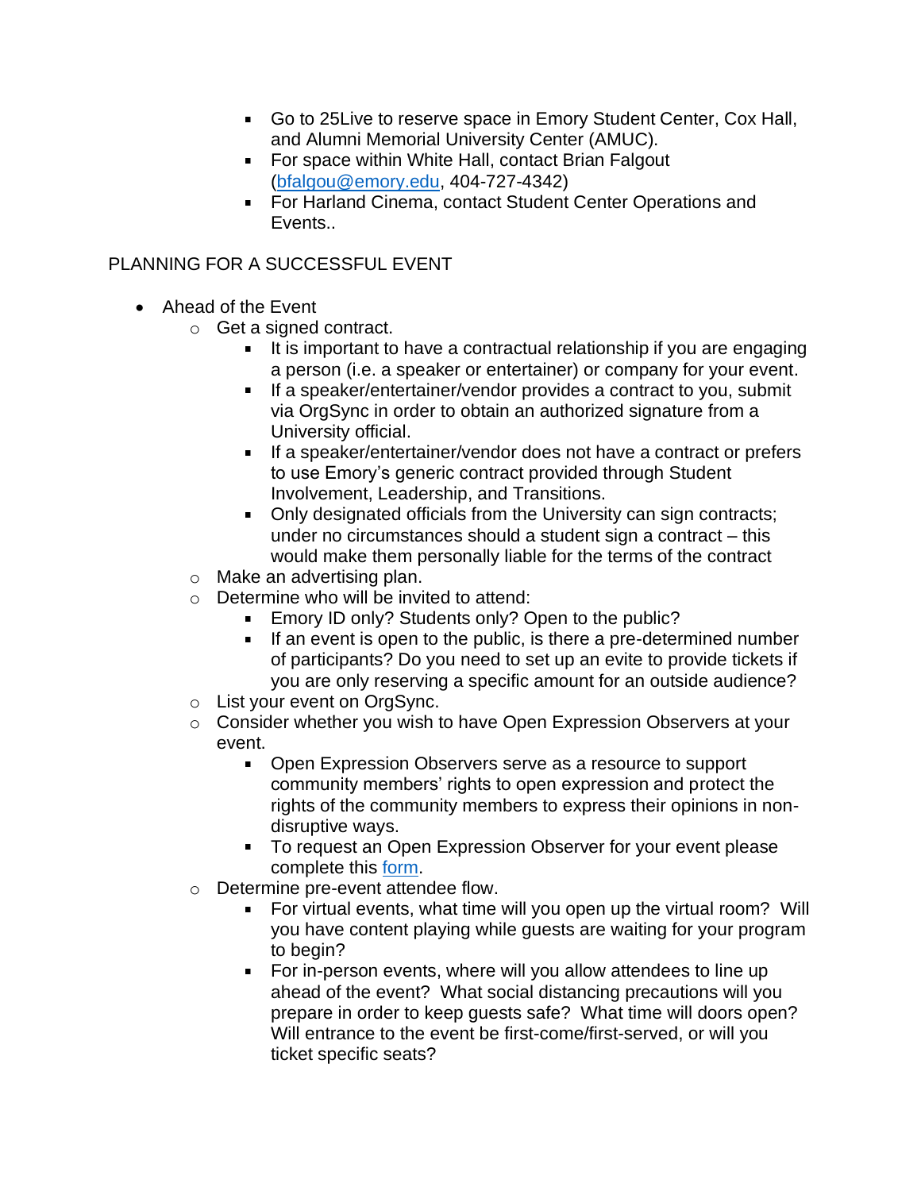- Go to 25Live to reserve space in Emory Student Center, Cox Hall, and Alumni Memorial University Center (AMUC).
        - For space within White Hall, contact Brian Falgout ([bfalgou@emory.edu](mailto:bfalgou@emory.edu), 404-727-4342)
        - For Harland Cinema, contact Student Center Operations and Events..

PLANNING FOR A SUCCESSFUL EVENT

- Ahead of the Event
    - Get a signed contract.
        - It is important to have a contractual relationship if you are engaging a person (i.e. a speaker or entertainer) or company for your event.
        - If a speaker/entertainer/vendor provides a contract to you, submit via OrgSync in order to obtain an authorized signature from a University official.
        - If a speaker/entertainer/vendor does not have a contract or prefers to use Emory's generic contract provided through Student Involvement, Leadership, and Transitions.
        - Only designated officials from the University can sign contracts; under no circumstances should a student sign a contract – this would make them personally liable for the terms of the contract
    - Make an advertising plan.
    - Determine who will be invited to attend:
        - Emory ID only? Students only? Open to the public?
        - If an event is open to the public, is there a pre-determined number of participants? Do you need to set up an evite to provide tickets if you are only reserving a specific amount for an outside audience?
    - List your event on OrgSync.
    - Consider whether you wish to have Open Expression Observers at your event.
        - Open Expression Observers serve as a resource to support community members' rights to open expression and protect the rights of the community members to express their opinions in non-disruptive ways.
        - To request an Open Expression Observer for your event please complete this form.
    - Determine pre-event attendee flow.
        - For virtual events, what time will you open up the virtual room? Will you have content playing while guests are waiting for your program to begin?
        - For in-person events, where will you allow attendees to line up ahead of the event? What social distancing precautions will you prepare in order to keep guests safe? What time will doors open? Will entrance to the event be first-come/first-served, or will you ticket specific seats?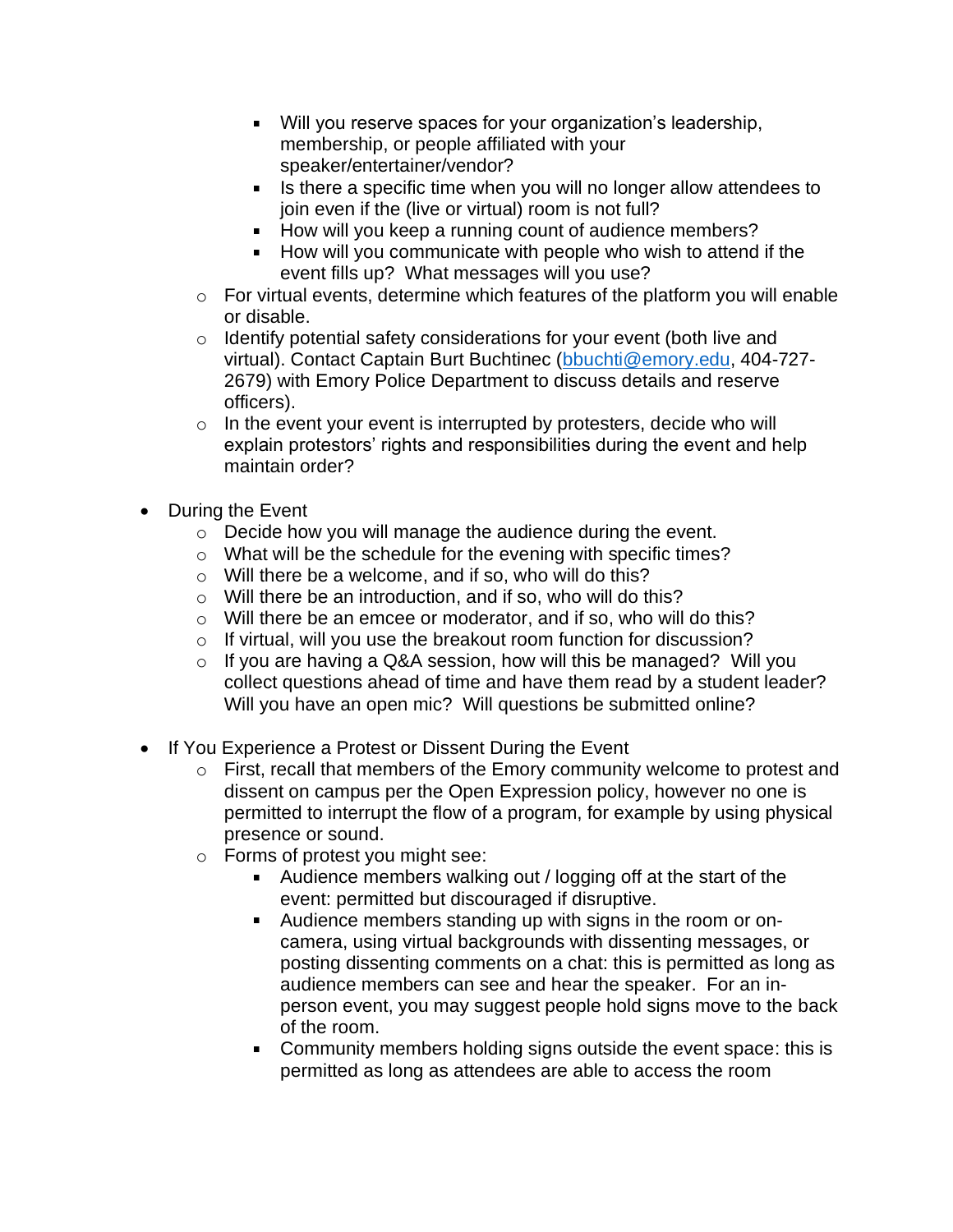- Will you reserve spaces for your organization's leadership, membership, or people affiliated with your speaker/entertainer/vendor?
        - Is there a specific time when you will no longer allow attendees to join even if the (live or virtual) room is not full?
        - How will you keep a running count of audience members?
        - How will you communicate with people who wish to attend if the event fills up? What messages will you use?
    - For virtual events, determine which features of the platform you will enable or disable.
    - Identify potential safety considerations for your event (both live and virtual). Contact Captain Burt Buchtinec (bbuchti@emory.edu, 404-727-2679) with Emory Police Department to discuss details and reserve officers).
    - In the event your event is interrupted by protesters, decide who will explain protestors' rights and responsibilities during the event and help maintain order?

- During the Event
    - Decide how you will manage the audience during the event.
    - What will be the schedule for the evening with specific times?
    - Will there be a welcome, and if so, who will do this?
    - Will there be an introduction, and if so, who will do this?
    - Will there be an emcee or moderator, and if so, who will do this?
    - If virtual, will you use the breakout room function for discussion?
    - If you are having a Q&A session, how will this be managed? Will you collect questions ahead of time and have them read by a student leader? Will you have an open mic? Will questions be submitted online?

- If You Experience a Protest or Dissent During the Event
    - First, recall that members of the Emory community welcome to protest and dissent on campus per the Open Expression policy, however no one is permitted to interrupt the flow of a program, for example by using physical presence or sound.
    - Forms of protest you might see:
        - Audience members walking out / logging off at the start of the event: permitted but discouraged if disruptive.
        - Audience members standing up with signs in the room or on-camera, using virtual backgrounds with dissenting messages, or posting dissenting comments on a chat: this is permitted as long as audience members can see and hear the speaker. For an in-person event, you may suggest people hold signs move to the back of the room.
        - Community members holding signs outside the event space: this is permitted as long as attendees are able to access the room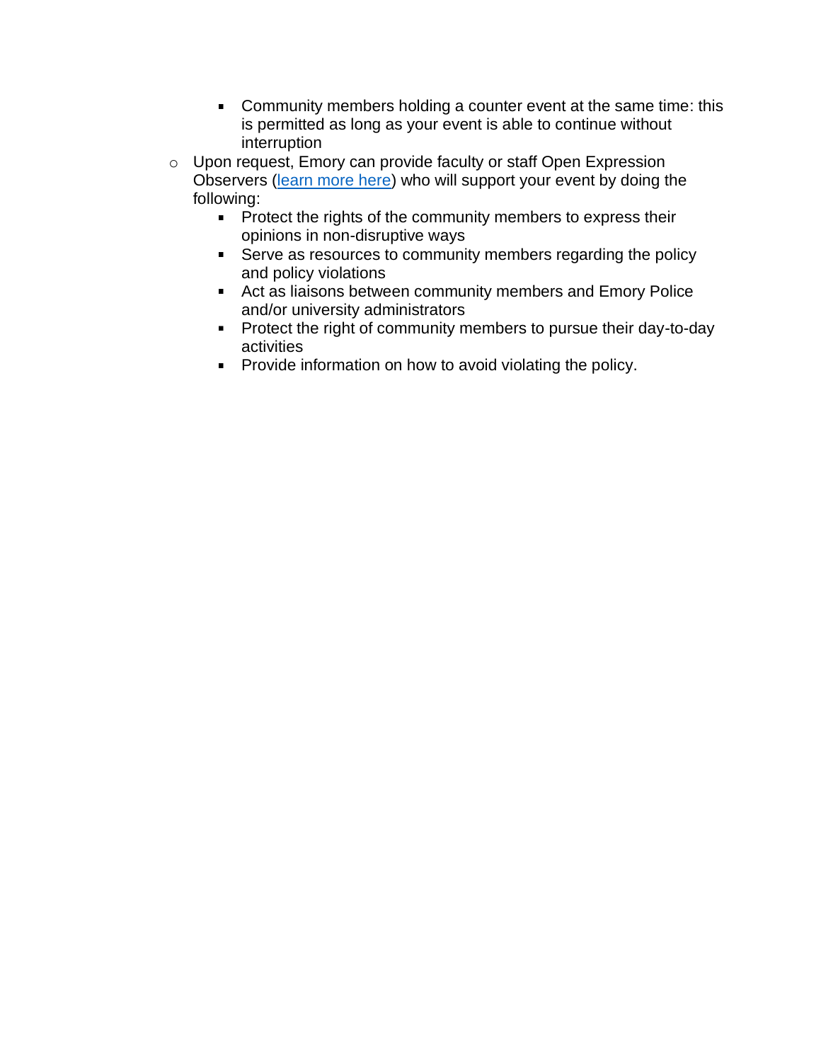- Community members holding a counter event at the same time: this is permitted as long as your event is able to continue without interruption
    - Upon request, Emory can provide faculty or staff Open Expression Observers (learn more here) who will support your event by doing the following:
        - Protect the rights of the community members to express their opinions in non-disruptive ways
        - Serve as resources to community members regarding the policy and policy violations
        - Act as liaisons between community members and Emory Police and/or university administrators
        - Protect the right of community members to pursue their day-to-day activities
        - Provide information on how to avoid violating the policy.